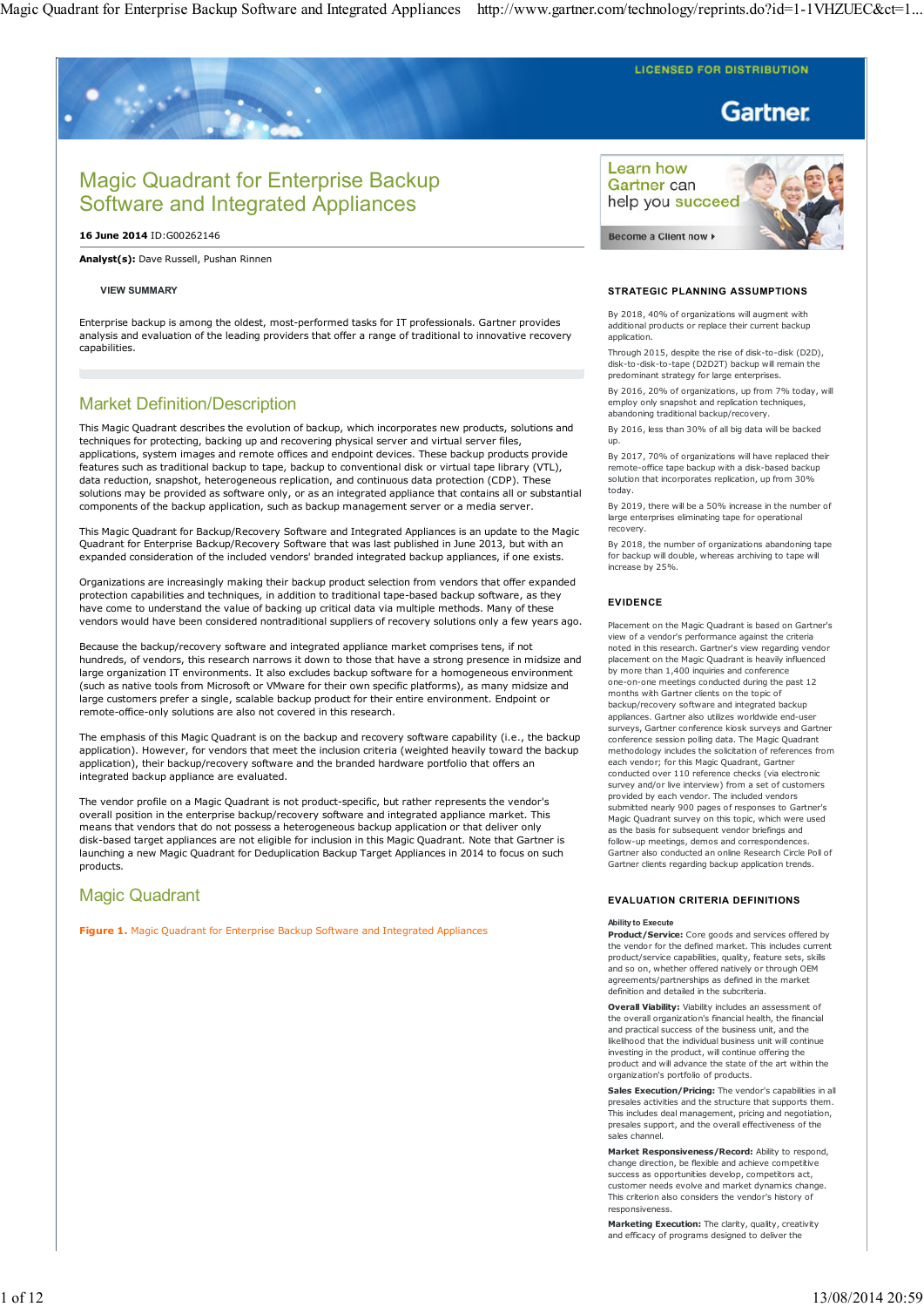# Magic Quadrant for Enterprise Backup Software and Integrated Appliances

**16 June 2014** ID:G00262146

**Analyst(s):** Dave Russell, Pushan Rinnen

VIEW SUMMARY

Enterprise backup is among the oldest, most-performed tasks for IT professionals. Gartner provides analysis and evaluation of the leading providers that offer a range of traditional to innovative recovery capabilities.

## Market Definition/Description

This Magic Quadrant describes the evolution of backup, which incorporates new products, solutions and techniques for protecting, backing up and recovering physical server and virtual server files, applications, system images and remote offices and endpoint devices. These backup products provide features such as traditional backup to tape, backup to conventional disk or virtual tape library (VTL), data reduction, snapshot, heterogeneous replication, and continuous data protection (CDP). These solutions may be provided as software only, or as an integrated appliance that contains all or substantial components of the backup application, such as backup management server or a media server.

This Magic Quadrant for Backup/Recovery Software and Integrated Appliances is an update to the Magic Quadrant for Enterprise Backup/Recovery Software that was last published in June 2013, but with an expanded consideration of the included vendors' branded integrated backup appliances, if one exists.

Organizations are increasingly making their backup product selection from vendors that offer expanded protection capabilities and techniques, in addition to traditional tape-based backup software, as they have come to understand the value of backing up critical data via multiple methods. Many of these vendors would have been considered nontraditional suppliers of recovery solutions only a few years ago.

Because the backup/recovery software and integrated appliance market comprises tens, if not hundreds, of vendors, this research narrows it down to those that have a strong presence in midsize and large organization IT environments. It also excludes backup software for a homogeneous environment (such as native tools from Microsoft or VMware for their own specific platforms), as many midsize and large customers prefer a single, scalable backup product for their entire environment. Endpoint or remote-office-only solutions are also not covered in this research.

The emphasis of this Magic Quadrant is on the backup and recovery software capability (i.e., the backup application). However, for vendors that meet the inclusion criteria (weighted heavily toward the backup application), their backup/recovery software and the branded hardware portfolio that offers an integrated backup appliance are evaluated.

The vendor profile on a Magic Quadrant is not product-specific, but rather represents the vendor's overall position in the enterprise backup/recovery software and integrated appliance market. This means that vendors that do not possess a heterogeneous backup application or that deliver only disk-based target appliances are not eligible for inclusion in this Magic Quadrant. Note that Gartner is launching a new Magic Quadrant for Deduplication Backup Target Appliances in 2014 to focus on such products.

## Magic Quadrant

**Figure 1.** Magic Quadrant for Enterprise Backup Software and Integrated Appliances

### STRATEGIC PLANNING ASSUMPTIONS

By 2018, 40% of organizations will augment with additional products or replace their current backup application.

Through 2015, despite the rise of disk-to-disk (D2D), disk-to-disk-to-tape (D2D2T) backup will remain the predominant strategy for large enterprises.

By 2016, 20% of organizations, up from 7% today, will employ only snapshot and replication techniques, abandoning traditional backup/recovery.

By 2016, less than 30% of all big data will be backed up.

By 2017, 70% of organizations will have replaced their remote-office tape backup with a disk-based backup solution that incorporates replication, up from 30% today.

By 2019, there will be a 50% increase in the number of large enterprises eliminating tape for operational recovery.

By 2018, the number of organizations abandoning tape for backup will double, whereas archiving to tape will increase by 25%.

### EVIDENCE

Placement on the Magic Quadrant is based on Gartner's view of a vendor's performance against the criteria noted in this research. Gartner's view regarding vendor placement on the Magic Quadrant is heavily influenced by more than 1,400 inquiries and conference one-on-one meetings conducted during the past 12 months with Gartner clients on the topic of backup/recovery software and integrated backup appliances. Gartner also utilizes worldwide end-user surveys, Gartner conference kiosk surveys and Gartner conference session polling data. The Magic Quadrant methodology includes the solicitation of references from each vendor; for this Magic Quadrant, Gartner conducted over 110 reference checks (via electronic survey and/or live interview) from a set of customers provided by each vendor. The included vendors submitted nearly 900 pages of responses to Gartner's Magic Quadrant survey on this topic, which were used as the basis for subsequent vendor briefings and follow-up meetings, demos and correspondences. Gartner also conducted an online Research Circle Poll of Gartner clients regarding backup application trends.

### EVALUATION CRITERIA DEFINITIONS

**Ability to Execute**

**Product/Service:** Core goods and services offered by the vendor for the defined market. This includes current product/service capabilities, quality, feature sets, skills and so on, whether offered natively or through OEM agreements/partnerships as defined in the market definition and detailed in the subcriteria.

**Overall Viability:** Viability includes an assessment of the overall organization's financial health, the financial and practical success of the business unit, and the likelihood that the individual business unit will continue investing in the product, will continue offering the product and will advance the state of the art within the organization's portfolio of products.

**Sales Execution/Pricing:** The vendor's capabilities in all presales activities and the structure that supports them. This includes deal management, pricing and negotiation, presales support, and the overall effectiveness of the sales channel.

**Market Responsiveness/Record:** Ability to respond, change direction, be flexible and achieve competitive success as opportunities develop, competitors act, customer needs evolve and market dynamics change. This criterion also considers the vendor's history of responsiveness.

**Marketing Execution:** The clarity, quality, creativity and efficacy of programs designed to deliver the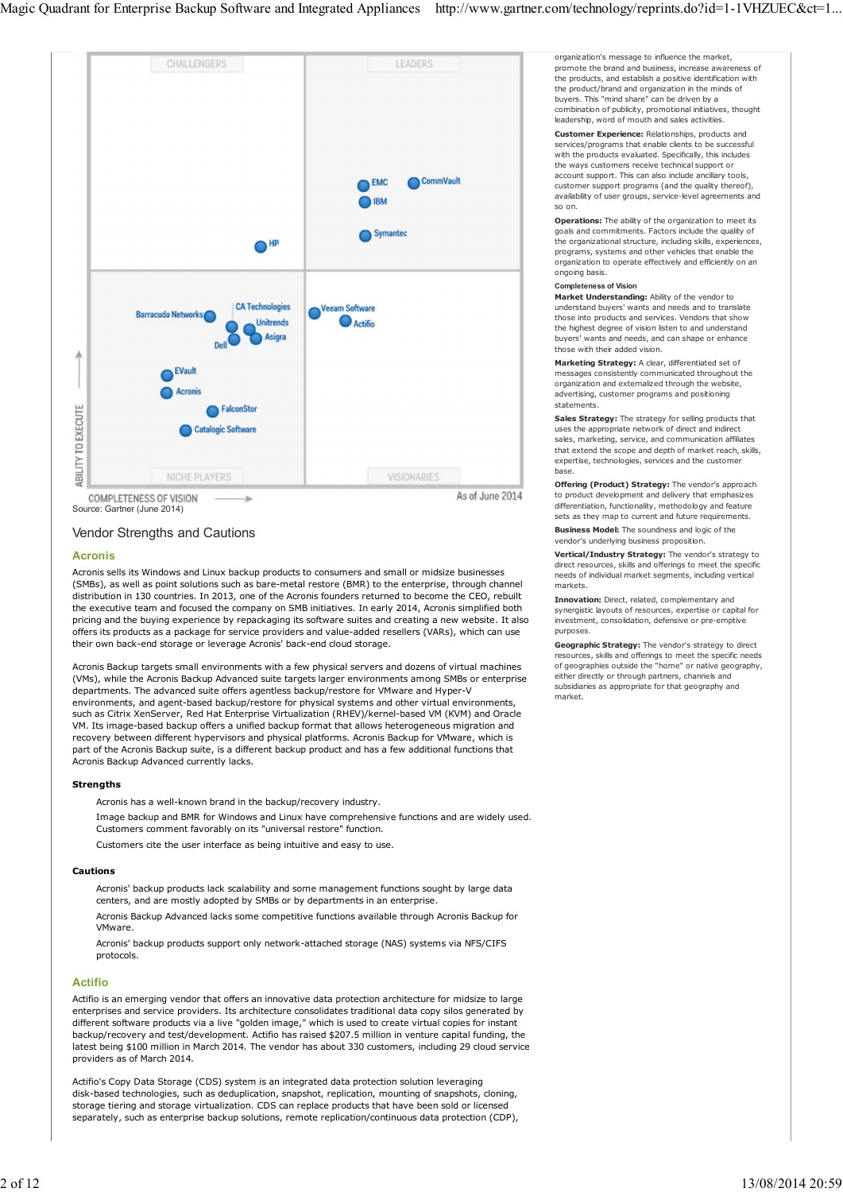Source: Gartner (June 2014)

## Vendor Strengths and Cautions

### Acronis

Acronis sells its Windows and Linux backup products to consumers and small or midsize businesses (SMBs), as well as point solutions such as bare-metal restore (BMR) to the enterprise, through channel distribution in 130 countries. In 2013, one of the Acronis founders returned to become the CEO, rebuilt the executive team and focused the company on SMB initiatives. In early 2014, Acronis simplified both pricing and the buying experience by repackaging its software suites and creating a new website. It also offers its products as a package for service providers and value-added resellers (VARs), which can use their own back-end storage or leverage Acronis' back-end cloud storage.

Acronis Backup targets small environments with a few physical servers and dozens of virtual machines (VMs), while the Acronis Backup Advanced suite targets larger environments among SMBs or enterprise departments. The advanced suite offers agentless backup/restore for VMware and Hyper-V environments, and agent-based backup/restore for physical systems and other virtual environments, such as Citrix XenServer, Red Hat Enterprise Virtualization (RHEV)/kernel-based VM (KVM) and Oracle VM. Its image-based backup offers a unified backup format that allows heterogeneous migration and recovery between different hypervisors and physical platforms. Acronis Backup for VMware, which is part of the Acronis Backup suite, is a different backup product and has a few additional functions that Acronis Backup Advanced currently lacks.

**Strengths**

- Acronis has a well-known brand in the backup/recovery industry.
- Image backup and BMR for Windows and Linux have comprehensive functions and are widely used. Customers comment favorably on its "universal restore" function.
- Customers cite the user interface as being intuitive and easy to use.

**Cautions**

- Acronis' backup products lack scalability and some management functions sought by large data centers, and are mostly adopted by SMBs or by departments in an enterprise.
- Acronis Backup Advanced lacks some competitive functions available through Acronis Backup for VMware.
- Acronis' backup products support only network-attached storage (NAS) systems via NFS/CIFS protocols.

### Actifio

Actifio is an emerging vendor that offers an innovative data protection architecture for midsize to large enterprises and service providers. Its architecture consolidates traditional data copy silos generated by different software products via a live "golden image," which is used to create virtual copies for instant backup/recovery and test/development. Actifio has raised $207.5 million in venture capital funding, the latest being $100 million in March 2014. The vendor has about 330 customers, including 29 cloud service providers as of March 2014.

Actifio's Copy Data Storage (CDS) system is an integrated data protection solution leveraging disk-based technologies, such as deduplication, snapshot, replication, mounting of snapshots, cloning, storage tiering and storage virtualization. CDS can replace products that have been sold or licensed separately, such as enterprise backup solutions, remote replication/continuous data protection (CDP),

organization's message to influence the market, promote the brand and business, increase awareness of the products, and establish a positive identification with the product/brand and organization in the minds of buyers. This "mind share" can be driven by a combination of publicity, promotional initiatives, thought leadership, word of mouth and sales activities.

**Customer Experience:** Relationships, products and services/programs that enable clients to be successful with the products evaluated. Specifically, this includes the ways customers receive technical support or account support. This can also include ancillary tools, customer support programs (and the quality thereof), availability of user groups, service-level agreements and so on.

**Operations:** The ability of the organization to meet its goals and commitments. Factors include the quality of the organizational structure, including skills, experiences, programs, systems and other vehicles that enable the organization to operate effectively and efficiently on an ongoing basis.

**Completeness of Vision**

**Market Understanding:** Ability of the vendor to understand buyers' wants and needs and to translate those into products and services. Vendors that show the highest degree of vision listen to and understand buyers' wants and needs, and can shape or enhance those with their added vision.

**Marketing Strategy:** A clear, differentiated set of messages consistently communicated throughout the organization and externalized through the website, advertising, customer programs and positioning statements.

**Sales Strategy:** The strategy for selling products that uses the appropriate network of direct and indirect sales, marketing, service, and communication affiliates that extend the scope and depth of market reach, skills, expertise, technologies, services and the customer base.

**Offering (Product) Strategy:** The vendor's approach to product development and delivery that emphasizes differentiation, functionality, methodology and feature sets as they map to current and future requirements.

**Business Model:** The soundness and logic of the vendor's underlying business proposition.

**Vertical/Industry Strategy:** The vendor's strategy to direct resources, skills and offerings to meet the specific needs of individual market segments, including vertical markets.

**Innovation:** Direct, related, complementary and synergistic layouts of resources, expertise or capital for investment, consolidation, defensive or pre-emptive purposes.

**Geographic Strategy:** The vendor's strategy to direct resources, skills and offerings to meet the specific needs of geographies outside the "home" or native geography, either directly or through partners, channels and subsidiaries as appropriate for that geography and market.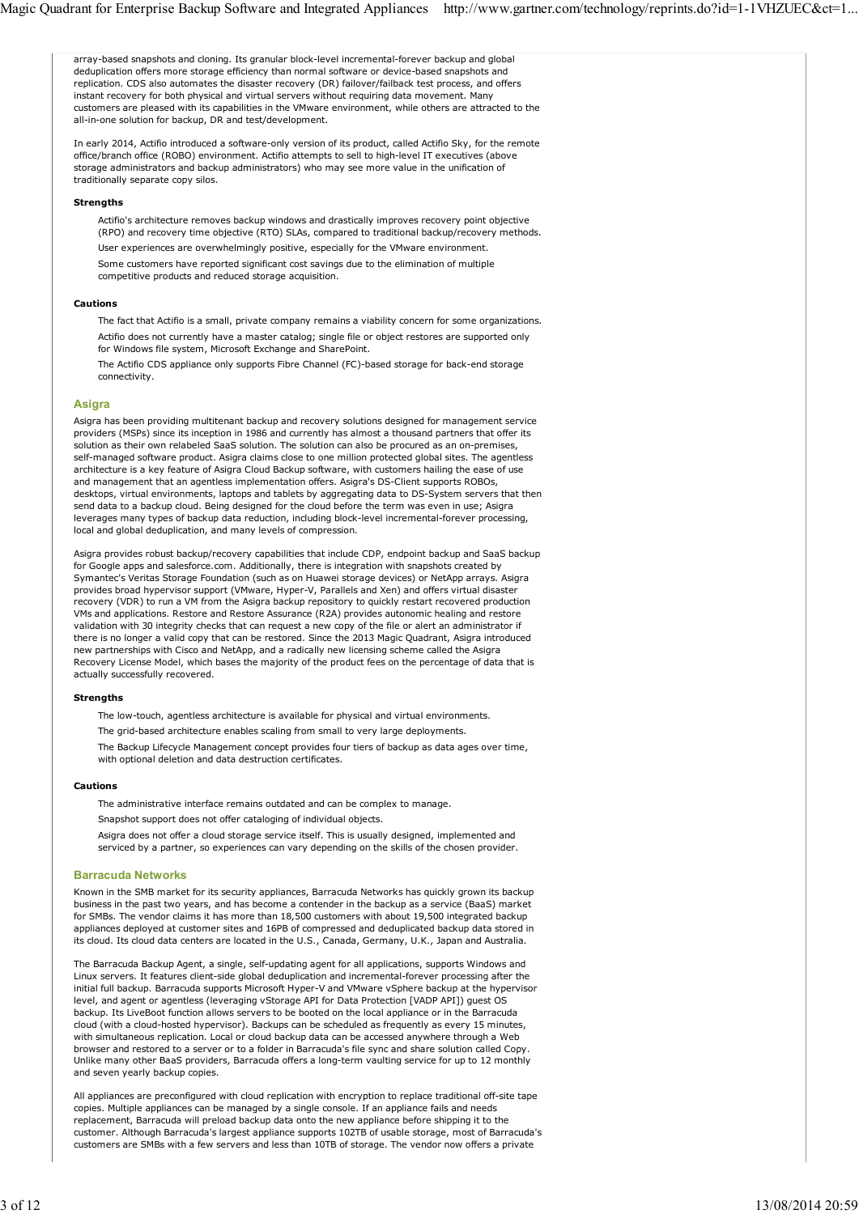array-based snapshots and cloning. Its granular block-level incremental-forever backup and global deduplication offers more storage efficiency than normal software or device-based snapshots and replication. CDS also automates the disaster recovery (DR) failover/failback test process, and offers instant recovery for both physical and virtual servers without requiring data movement. Many customers are pleased with its capabilities in the VMware environment, while others are attracted to the all-in-one solution for backup, DR and test/development.

In early 2014, Actifio introduced a software-only version of its product, called Actifio Sky, for the remote office/branch office (ROBO) environment. Actifio attempts to sell to high-level IT executives (above storage administrators and backup administrators) who may see more value in the unification of traditionally separate copy silos.

#### Strengths

- Actifio's architecture removes backup windows and drastically improves recovery point objective (RPO) and recovery time objective (RTO) SLAs, compared to traditional backup/recovery methods.
- User experiences are overwhelmingly positive, especially for the VMware environment.
- Some customers have reported significant cost savings due to the elimination of multiple competitive products and reduced storage acquisition.

#### Cautions

- The fact that Actifio is a small, private company remains a viability concern for some organizations.
- Actifio does not currently have a master catalog; single file or object restores are supported only for Windows file system, Microsoft Exchange and SharePoint.
- The Actifio CDS appliance only supports Fibre Channel (FC)-based storage for back-end storage connectivity.

### Asigra

Asigra has been providing multitenant backup and recovery solutions designed for management service providers (MSPs) since its inception in 1986 and currently has almost a thousand partners that offer its solution as their own relabeled SaaS solution. The solution can also be procured as an on-premises, self-managed software product. Asigra claims close to one million protected global sites. The agentless architecture is a key feature of Asigra Cloud Backup software, with customers hailing the ease of use and management that an agentless implementation offers. Asigra's DS-Client supports ROBOs, desktops, virtual environments, laptops and tablets by aggregating data to DS-System servers that then send data to a backup cloud. Being designed for the cloud before the term was even in use; Asigra leverages many types of backup data reduction, including block-level incremental-forever processing, local and global deduplication, and many levels of compression.

Asigra provides robust backup/recovery capabilities that include CDP, endpoint backup and SaaS backup for Google apps and salesforce.com. Additionally, there is integration with snapshots created by Symantec's Veritas Storage Foundation (such as on Huawei storage devices) or NetApp arrays. Asigra provides broad hypervisor support (VMware, Hyper-V, Parallels and Xen) and offers virtual disaster recovery (VDR) to run a VM from the Asigra backup repository to quickly restart recovered production VMs and applications. Restore and Restore Assurance (R2A) provides autonomic healing and restore validation with 30 integrity checks that can request a new copy of the file or alert an administrator if there is no longer a valid copy that can be restored. Since the 2013 Magic Quadrant, Asigra introduced new partnerships with Cisco and NetApp, and a radically new licensing scheme called the Asigra Recovery License Model, which bases the majority of the product fees on the percentage of data that is actually successfully recovered.

#### Strengths

- The low-touch, agentless architecture is available for physical and virtual environments.
- The grid-based architecture enables scaling from small to very large deployments.
- The Backup Lifecycle Management concept provides four tiers of backup as data ages over time, with optional deletion and data destruction certificates.

#### Cautions

- The administrative interface remains outdated and can be complex to manage.
- Snapshot support does not offer cataloging of individual objects.
- Asigra does not offer a cloud storage service itself. This is usually designed, implemented and serviced by a partner, so experiences can vary depending on the skills of the chosen provider.

### Barracuda Networks

Known in the SMB market for its security appliances, Barracuda Networks has quickly grown its backup business in the past two years, and has become a contender in the backup as a service (BaaS) market for SMBs. The vendor claims it has more than 18,500 customers with about 19,500 integrated backup appliances deployed at customer sites and 16PB of compressed and deduplicated backup data stored in its cloud. Its cloud data centers are located in the U.S., Canada, Germany, U.K., Japan and Australia.

The Barracuda Backup Agent, a single, self-updating agent for all applications, supports Windows and Linux servers. It features client-side global deduplication and incremental-forever processing after the initial full backup. Barracuda supports Microsoft Hyper-V and VMware vSphere backup at the hypervisor level, and agent or agentless (leveraging vStorage API for Data Protection [VADP API]) guest OS backup. Its LiveBoot function allows servers to be booted on the local appliance or in the Barracuda cloud (with a cloud-hosted hypervisor). Backups can be scheduled as frequently as every 15 minutes, with simultaneous replication. Local or cloud backup data can be accessed anywhere through a Web browser and restored to a server or to a folder in Barracuda's file sync and share solution called Copy. Unlike many other BaaS providers, Barracuda offers a long-term vaulting service for up to 12 monthly and seven yearly backup copies.

All appliances are preconfigured with cloud replication with encryption to replace traditional off-site tape copies. Multiple appliances can be managed by a single console. If an appliance fails and needs replacement, Barracuda will preload backup data onto the new appliance before shipping it to the customer. Although Barracuda's largest appliance supports 102TB of usable storage, most of Barracuda's customers are SMBs with a few servers and less than 10TB of storage. The vendor now offers a private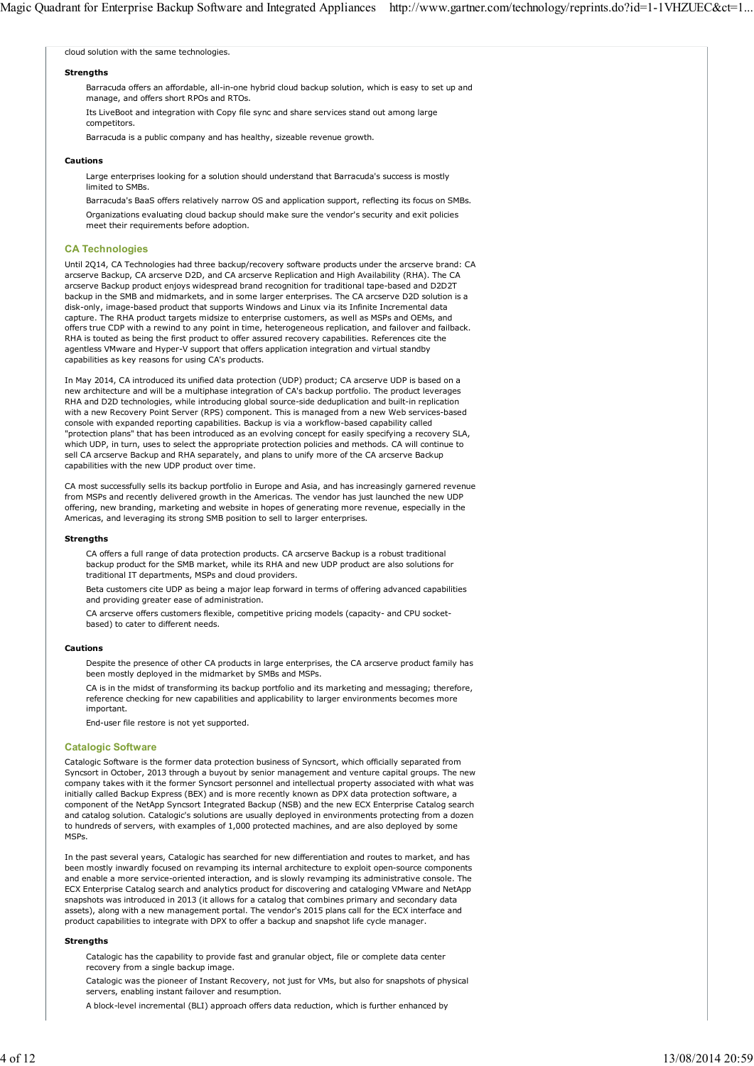cloud solution with the same technologies.

#### Strengths

Barracuda offers an affordable, all-in-one hybrid cloud backup solution, which is easy to set up and manage, and offers short RPOs and RTOs.

Its LiveBoot and integration with Copy file sync and share services stand out among large competitors.

Barracuda is a public company and has healthy, sizeable revenue growth.

#### Cautions

Large enterprises looking for a solution should understand that Barracuda's success is mostly limited to SMBs.

Barracuda's BaaS offers relatively narrow OS and application support, reflecting its focus on SMBs.

Organizations evaluating cloud backup should make sure the vendor's security and exit policies meet their requirements before adoption.

### CA Technologies

Until 2Q14, CA Technologies had three backup/recovery software products under the arcserve brand: CA arcserve Backup, CA arcserve D2D, and CA arcserve Replication and High Availability (RHA). The CA arcserve Backup product enjoys widespread brand recognition for traditional tape-based and D2D2T backup in the SMB and midmarkets, and in some larger enterprises. The CA arcserve D2D solution is a disk-only, image-based product that supports Windows and Linux via its Infinite Incremental data capture. The RHA product targets midsize to enterprise customers, as well as MSPs and OEMs, and offers true CDP with a rewind to any point in time, heterogeneous replication, and failover and failback. RHA is touted as being the first product to offer assured recovery capabilities. References cite the agentless VMware and Hyper-V support that offers application integration and virtual standby capabilities as key reasons for using CA's products.

In May 2014, CA introduced its unified data protection (UDP) product; CA arcserve UDP is based on a new architecture and will be a multiphase integration of CA's backup portfolio. The product leverages RHA and D2D technologies, while introducing global source-side deduplication and built-in replication with a new Recovery Point Server (RPS) component. This is managed from a new Web services-based console with expanded reporting capabilities. Backup is via a workflow-based capability called "protection plans" that has been introduced as an evolving concept for easily specifying a recovery SLA, which UDP, in turn, uses to select the appropriate protection policies and methods. CA will continue to sell CA arcserve Backup and RHA separately, and plans to unify more of the CA arcserve Backup capabilities with the new UDP product over time.

CA most successfully sells its backup portfolio in Europe and Asia, and has increasingly garnered revenue from MSPs and recently delivered growth in the Americas. The vendor has just launched the new UDP offering, new branding, marketing and website in hopes of generating more revenue, especially in the Americas, and leveraging its strong SMB position to sell to larger enterprises.

#### Strengths

CA offers a full range of data protection products. CA arcserve Backup is a robust traditional backup product for the SMB market, while its RHA and new UDP product are also solutions for traditional IT departments, MSPs and cloud providers.

Beta customers cite UDP as being a major leap forward in terms of offering advanced capabilities and providing greater ease of administration.

CA arcserve offers customers flexible, competitive pricing models (capacity- and CPU socket-based) to cater to different needs.

#### Cautions

Despite the presence of other CA products in large enterprises, the CA arcserve product family has been mostly deployed in the midmarket by SMBs and MSPs.

CA is in the midst of transforming its backup portfolio and its marketing and messaging; therefore, reference checking for new capabilities and applicability to larger environments becomes more important.

End-user file restore is not yet supported.

### Catalogic Software

Catalogic Software is the former data protection business of Syncsort, which officially separated from Syncsort in October, 2013 through a buyout by senior management and venture capital groups. The new company takes with it the former Syncsort personnel and intellectual property associated with what was initially called Backup Express (BEX) and is more recently known as DPX data protection software, a component of the NetApp Syncsort Integrated Backup (NSB) and the new ECX Enterprise Catalog search and catalog solution. Catalogic's solutions are usually deployed in environments protecting from a dozen to hundreds of servers, with examples of 1,000 protected machines, and are also deployed by some MSPs.

In the past several years, Catalogic has searched for new differentiation and routes to market, and has been mostly inwardly focused on revamping its internal architecture to exploit open-source components and enable a more service-oriented interaction, and is slowly revamping its administrative console. The ECX Enterprise Catalog search and analytics product for discovering and cataloging VMware and NetApp snapshots was introduced in 2013 (it allows for a catalog that combines primary and secondary data assets), along with a new management portal. The vendor's 2015 plans call for the ECX interface and product capabilities to integrate with DPX to offer a backup and snapshot life cycle manager.

#### Strengths

Catalogic has the capability to provide fast and granular object, file or complete data center recovery from a single backup image.

Catalogic was the pioneer of Instant Recovery, not just for VMs, but also for snapshots of physical servers, enabling instant failover and resumption.

A block-level incremental (BLI) approach offers data reduction, which is further enhanced by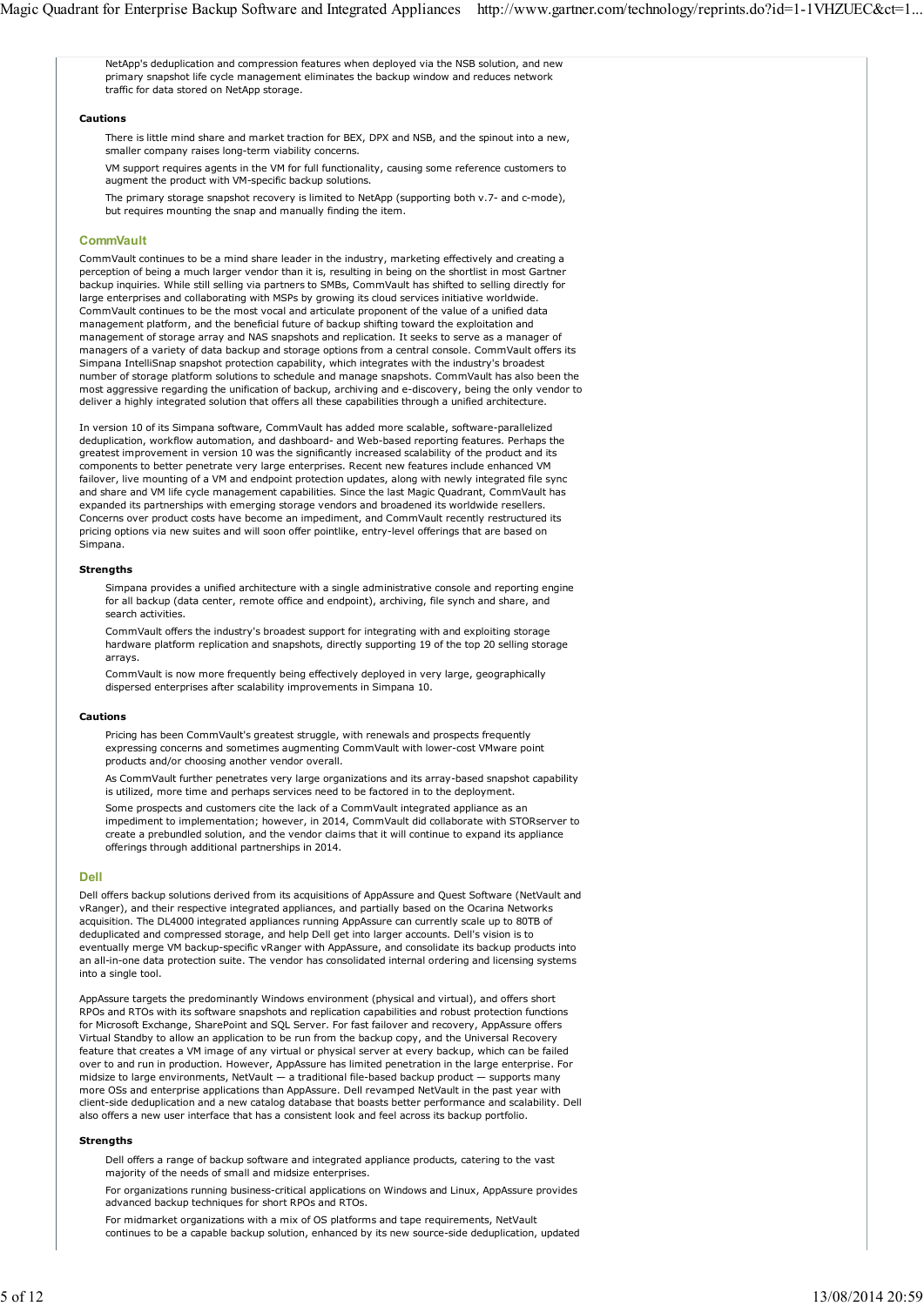NetApp's deduplication and compression features when deployed via the NSB solution, and new primary snapshot life cycle management eliminates the backup window and reduces network traffic for data stored on NetApp storage.

#### Cautions

- There is little mind share and market traction for BEX, DPX and NSB, and the spinout into a new, smaller company raises long-term viability concerns.
- VM support requires agents in the VM for full functionality, causing some reference customers to augment the product with VM-specific backup solutions.
- The primary storage snapshot recovery is limited to NetApp (supporting both v.7- and c-mode), but requires mounting the snap and manually finding the item.

### CommVault

CommVault continues to be a mind share leader in the industry, marketing effectively and creating a perception of being a much larger vendor than it is, resulting in being on the shortlist in most Gartner backup inquiries. While still selling via partners to SMBs, CommVault has shifted to selling directly for large enterprises and collaborating with MSPs by growing its cloud services initiative worldwide. CommVault continues to be the most vocal and articulate proponent of the value of a unified data management platform, and the beneficial future of backup shifting toward the exploitation and management of storage array and NAS snapshots and replication. It seeks to serve as a manager of managers of a variety of data backup and storage options from a central console. CommVault offers its Simpana IntelliSnap snapshot protection capability, which integrates with the industry's broadest number of storage platform solutions to schedule and manage snapshots. CommVault has also been the most aggressive regarding the unification of backup, archiving and e-discovery, being the only vendor to deliver a highly integrated solution that offers all these capabilities through a unified architecture.

In version 10 of its Simpana software, CommVault has added more scalable, software-parallelized deduplication, workflow automation, and dashboard- and Web-based reporting features. Perhaps the greatest improvement in version 10 was the significantly increased scalability of the product and its components to better penetrate very large enterprises. Recent new features include enhanced VM failover, live mounting of a VM and endpoint protection updates, along with newly integrated file sync and share and VM life cycle management capabilities. Since the last Magic Quadrant, CommVault has expanded its partnerships with emerging storage vendors and broadened its worldwide resellers. Concerns over product costs have become an impediment, and CommVault recently restructured its pricing options via new suites and will soon offer pointlike, entry-level offerings that are based on Simpana.

#### Strengths

- Simpana provides a unified architecture with a single administrative console and reporting engine for all backup (data center, remote office and endpoint), archiving, file synch and share, and search activities.
- CommVault offers the industry's broadest support for integrating with and exploiting storage hardware platform replication and snapshots, directly supporting 19 of the top 20 selling storage arrays.
- CommVault is now more frequently being effectively deployed in very large, geographically dispersed enterprises after scalability improvements in Simpana 10.

#### Cautions

- Pricing has been CommVault's greatest struggle, with renewals and prospects frequently expressing concerns and sometimes augmenting CommVault with lower-cost VMware point products and/or choosing another vendor overall.
- As CommVault further penetrates very large organizations and its array-based snapshot capability is utilized, more time and perhaps services need to be factored in to the deployment.
- Some prospects and customers cite the lack of a CommVault integrated appliance as an impediment to implementation; however, in 2014, CommVault did collaborate with STORserver to create a prebundled solution, and the vendor claims that it will continue to expand its appliance offerings through additional partnerships in 2014.

### Dell

Dell offers backup solutions derived from its acquisitions of AppAssure and Quest Software (NetVault and vRanger), and their respective integrated appliances, and partially based on the Ocarina Networks acquisition. The DL4000 integrated appliances running AppAssure can currently scale up to 80TB of deduplicated and compressed storage, and help Dell get into larger accounts. Dell's vision is to eventually merge VM backup-specific vRanger with AppAssure, and consolidate its backup products into an all-in-one data protection suite. The vendor has consolidated internal ordering and licensing systems into a single tool.

AppAssure targets the predominantly Windows environment (physical and virtual), and offers short RPOs and RTOs with its software snapshots and replication capabilities and robust protection functions for Microsoft Exchange, SharePoint and SQL Server. For fast failover and recovery, AppAssure offers Virtual Standby to allow an application to be run from the backup copy, and the Universal Recovery feature that creates a VM image of any virtual or physical server at every backup, which can be failed over to and run in production. However, AppAssure has limited penetration in the large enterprise. For midsize to large environments, NetVault — a traditional file-based backup product — supports many more OSs and enterprise applications than AppAssure. Dell revamped NetVault in the past year with client-side deduplication and a new catalog database that boasts better performance and scalability. Dell also offers a new user interface that has a consistent look and feel across its backup portfolio.

#### Strengths

- Dell offers a range of backup software and integrated appliance products, catering to the vast majority of the needs of small and midsize enterprises.
- For organizations running business-critical applications on Windows and Linux, AppAssure provides advanced backup techniques for short RPOs and RTOs.
- For midmarket organizations with a mix of OS platforms and tape requirements, NetVault continues to be a capable backup solution, enhanced by its new source-side deduplication, updated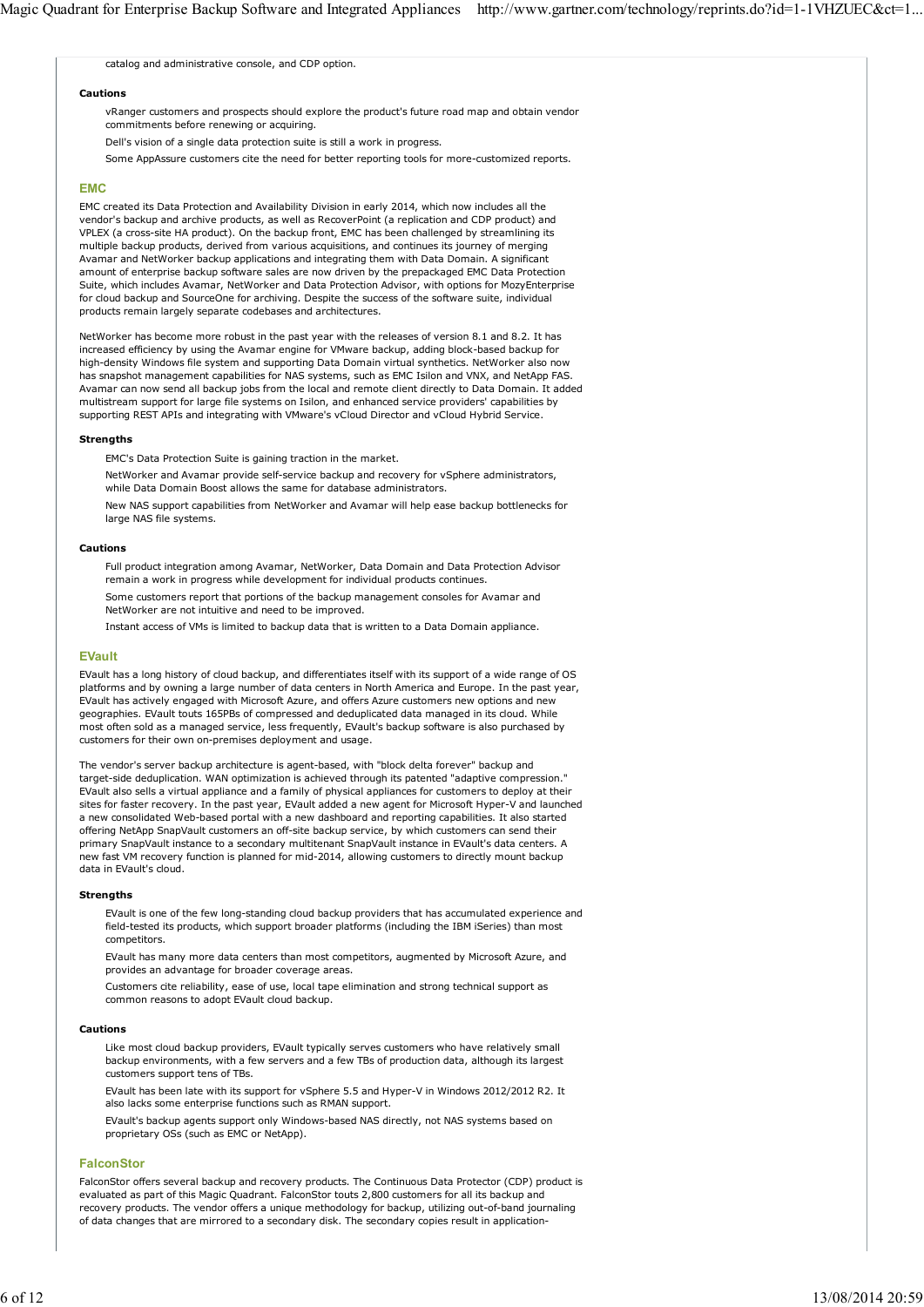catalog and administrative console, and CDP option.

#### Cautions

vRanger customers and prospects should explore the product's future road map and obtain vendor commitments before renewing or acquiring.

Dell's vision of a single data protection suite is still a work in progress.

Some AppAssure customers cite the need for better reporting tools for more-customized reports.

### EMC

EMC created its Data Protection and Availability Division in early 2014, which now includes all the vendor's backup and archive products, as well as RecoverPoint (a replication and CDP product) and VPLEX (a cross-site HA product). On the backup front, EMC has been challenged by streamlining its multiple backup products, derived from various acquisitions, and continues its journey of merging Avamar and NetWorker backup applications and integrating them with Data Domain. A significant amount of enterprise backup software sales are now driven by the prepackaged EMC Data Protection Suite, which includes Avamar, NetWorker and Data Protection Advisor, with options for MozyEnterprise for cloud backup and SourceOne for archiving. Despite the success of the software suite, individual products remain largely separate codebases and architectures.

NetWorker has become more robust in the past year with the releases of version 8.1 and 8.2. It has increased efficiency by using the Avamar engine for VMware backup, adding block-based backup for high-density Windows file system and supporting Data Domain virtual synthetics. NetWorker also now has snapshot management capabilities for NAS systems, such as EMC Isilon and VNX, and NetApp FAS. Avamar can now send all backup jobs from the local and remote client directly to Data Domain. It added multistream support for large file systems on Isilon, and enhanced service providers' capabilities by supporting REST APIs and integrating with VMware's vCloud Director and vCloud Hybrid Service.

#### Strengths

EMC's Data Protection Suite is gaining traction in the market.

NetWorker and Avamar provide self-service backup and recovery for vSphere administrators, while Data Domain Boost allows the same for database administrators.

New NAS support capabilities from NetWorker and Avamar will help ease backup bottlenecks for large NAS file systems.

#### Cautions

Full product integration among Avamar, NetWorker, Data Domain and Data Protection Advisor remain a work in progress while development for individual products continues.

Some customers report that portions of the backup management consoles for Avamar and NetWorker are not intuitive and need to be improved.

Instant access of VMs is limited to backup data that is written to a Data Domain appliance.

### EVault

EVault has a long history of cloud backup, and differentiates itself with its support of a wide range of OS platforms and by owning a large number of data centers in North America and Europe. In the past year, EVault has actively engaged with Microsoft Azure, and offers Azure customers new options and new geographies. EVault touts 165PBs of compressed and deduplicated data managed in its cloud. While most often sold as a managed service, less frequently, EVault's backup software is also purchased by customers for their own on-premises deployment and usage.

The vendor's server backup architecture is agent-based, with "block delta forever" backup and target-side deduplication. WAN optimization is achieved through its patented "adaptive compression." EVault also sells a virtual appliance and a family of physical appliances for customers to deploy at their sites for faster recovery. In the past year, EVault added a new agent for Microsoft Hyper-V and launched a new consolidated Web-based portal with a new dashboard and reporting capabilities. It also started offering NetApp SnapVault customers an off-site backup service, by which customers can send their primary SnapVault instance to a secondary multitenant SnapVault instance in EVault's data centers. A new fast VM recovery function is planned for mid-2014, allowing customers to directly mount backup data in EVault's cloud.

#### Strengths

EVault is one of the few long-standing cloud backup providers that has accumulated experience and field-tested its products, which support broader platforms (including the IBM iSeries) than most competitors.

EVault has many more data centers than most competitors, augmented by Microsoft Azure, and provides an advantage for broader coverage areas.

Customers cite reliability, ease of use, local tape elimination and strong technical support as common reasons to adopt EVault cloud backup.

#### Cautions

Like most cloud backup providers, EVault typically serves customers who have relatively small backup environments, with a few servers and a few TBs of production data, although its largest customers support tens of TBs.

EVault has been late with its support for vSphere 5.5 and Hyper-V in Windows 2012/2012 R2. It also lacks some enterprise functions such as RMAN support.

EVault's backup agents support only Windows-based NAS directly, not NAS systems based on proprietary OSs (such as EMC or NetApp).

### FalconStor

FalconStor offers several backup and recovery products. The Continuous Data Protector (CDP) product is evaluated as part of this Magic Quadrant. FalconStor touts 2,800 customers for all its backup and recovery products. The vendor offers a unique methodology for backup, utilizing out-of-band journaling of data changes that are mirrored to a secondary disk. The secondary copies result in application-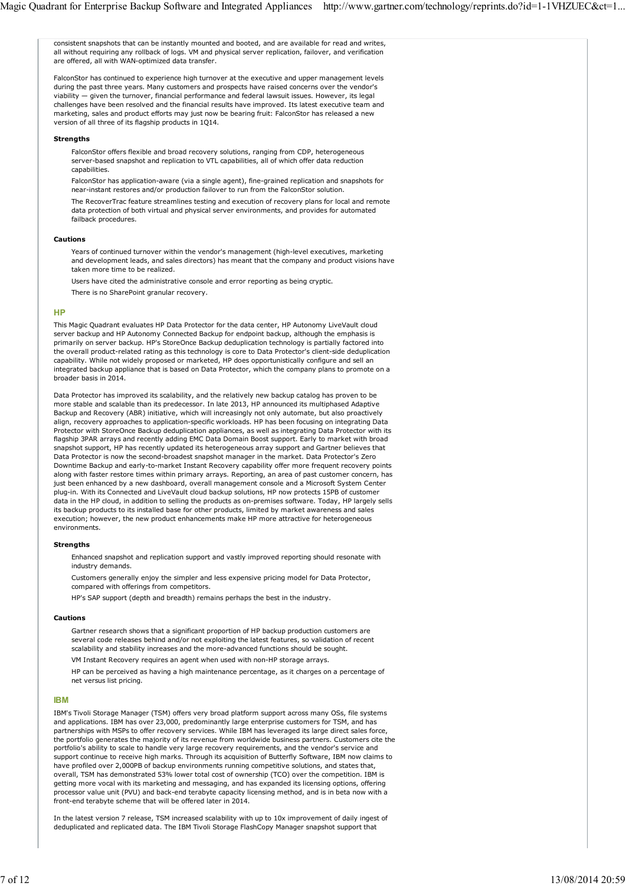consistent snapshots that can be instantly mounted and booted, and are available for read and writes, all without requiring any rollback of logs. VM and physical server replication, failover, and verification are offered, all with WAN-optimized data transfer.

FalconStor has continued to experience high turnover at the executive and upper management levels during the past three years. Many customers and prospects have raised concerns over the vendor's viability — given the turnover, financial performance and federal lawsuit issues. However, its legal challenges have been resolved and the financial results have improved. Its latest executive team and marketing, sales and product efforts may just now be bearing fruit: FalconStor has released a new version of all three of its flagship products in 1Q14.

**Strengths**

- FalconStor offers flexible and broad recovery solutions, ranging from CDP, heterogeneous server-based snapshot and replication to VTL capabilities, all of which offer data reduction capabilities.
- FalconStor has application-aware (via a single agent), fine-grained replication and snapshots for near-instant restores and/or production failover to run from the FalconStor solution.
- The RecoverTrac feature streamlines testing and execution of recovery plans for local and remote data protection of both virtual and physical server environments, and provides for automated failback procedures.

**Cautions**

- Years of continued turnover within the vendor's management (high-level executives, marketing and development leads, and sales directors) has meant that the company and product visions have taken more time to be realized.
- Users have cited the administrative console and error reporting as being cryptic.
- There is no SharePoint granular recovery.

### HP

This Magic Quadrant evaluates HP Data Protector for the data center, HP Autonomy LiveVault cloud server backup and HP Autonomy Connected Backup for endpoint backup, although the emphasis is primarily on server backup. HP's StoreOnce Backup deduplication technology is partially factored into the overall product-related rating as this technology is core to Data Protector's client-side deduplication capability. While not widely proposed or marketed, HP does opportunistically configure and sell an integrated backup appliance that is based on Data Protector, which the company plans to promote on a broader basis in 2014.

Data Protector has improved its scalability, and the relatively new backup catalog has proven to be more stable and scalable than its predecessor. In late 2013, HP announced its multiphased Adaptive Backup and Recovery (ABR) initiative, which will increasingly not only automate, but also proactively align, recovery approaches to application-specific workloads. HP has been focusing on integrating Data Protector with StoreOnce Backup deduplication appliances, as well as integrating Data Protector with its flagship 3PAR arrays and recently adding EMC Data Domain Boost support. Early to market with broad snapshot support, HP has recently updated its heterogeneous array support and Gartner believes that Data Protector is now the second-broadest snapshot manager in the market. Data Protector's Zero Downtime Backup and early-to-market Instant Recovery capability offer more frequent recovery points along with faster restore times within primary arrays. Reporting, an area of past customer concern, has just been enhanced by a new dashboard, overall management console and a Microsoft System Center plug-in. With its Connected and LiveVault cloud backup solutions, HP now protects 15PB of customer data in the HP cloud, in addition to selling the products as on-premises software. Today, HP largely sells its backup products to its installed base for other products, limited by market awareness and sales execution; however, the new product enhancements make HP more attractive for heterogeneous environments.

**Strengths**

- Enhanced snapshot and replication support and vastly improved reporting should resonate with industry demands.
- Customers generally enjoy the simpler and less expensive pricing model for Data Protector, compared with offerings from competitors.
- HP's SAP support (depth and breadth) remains perhaps the best in the industry.

**Cautions**

- Gartner research shows that a significant proportion of HP backup production customers are several code releases behind and/or not exploiting the latest features, so validation of recent scalability and stability increases and the more-advanced functions should be sought.
- VM Instant Recovery requires an agent when used with non-HP storage arrays.
- HP can be perceived as having a high maintenance percentage, as it charges on a percentage of net versus list pricing.

### IBM

IBM's Tivoli Storage Manager (TSM) offers very broad platform support across many OSs, file systems and applications. IBM has over 23,000, predominantly large enterprise customers for TSM, and has partnerships with MSPs to offer recovery services. While IBM has leveraged its large direct sales force, the portfolio generates the majority of its revenue from worldwide business partners. Customers cite the portfolio's ability to scale to handle very large recovery requirements, and the vendor's service and support continue to receive high marks. Through its acquisition of Butterfly Software, IBM now claims to have profiled over 2,000PB of backup environments running competitive solutions, and states that, overall, TSM has demonstrated 53% lower total cost of ownership (TCO) over the competition. IBM is getting more vocal with its marketing and messaging, and has expanded its licensing options, offering processor value unit (PVU) and back-end terabyte capacity licensing method, and is in beta now with a front-end terabyte scheme that will be offered later in 2014.

In the latest version 7 release, TSM increased scalability with up to 10x improvement of daily ingest of deduplicated and replicated data. The IBM Tivoli Storage FlashCopy Manager snapshot support that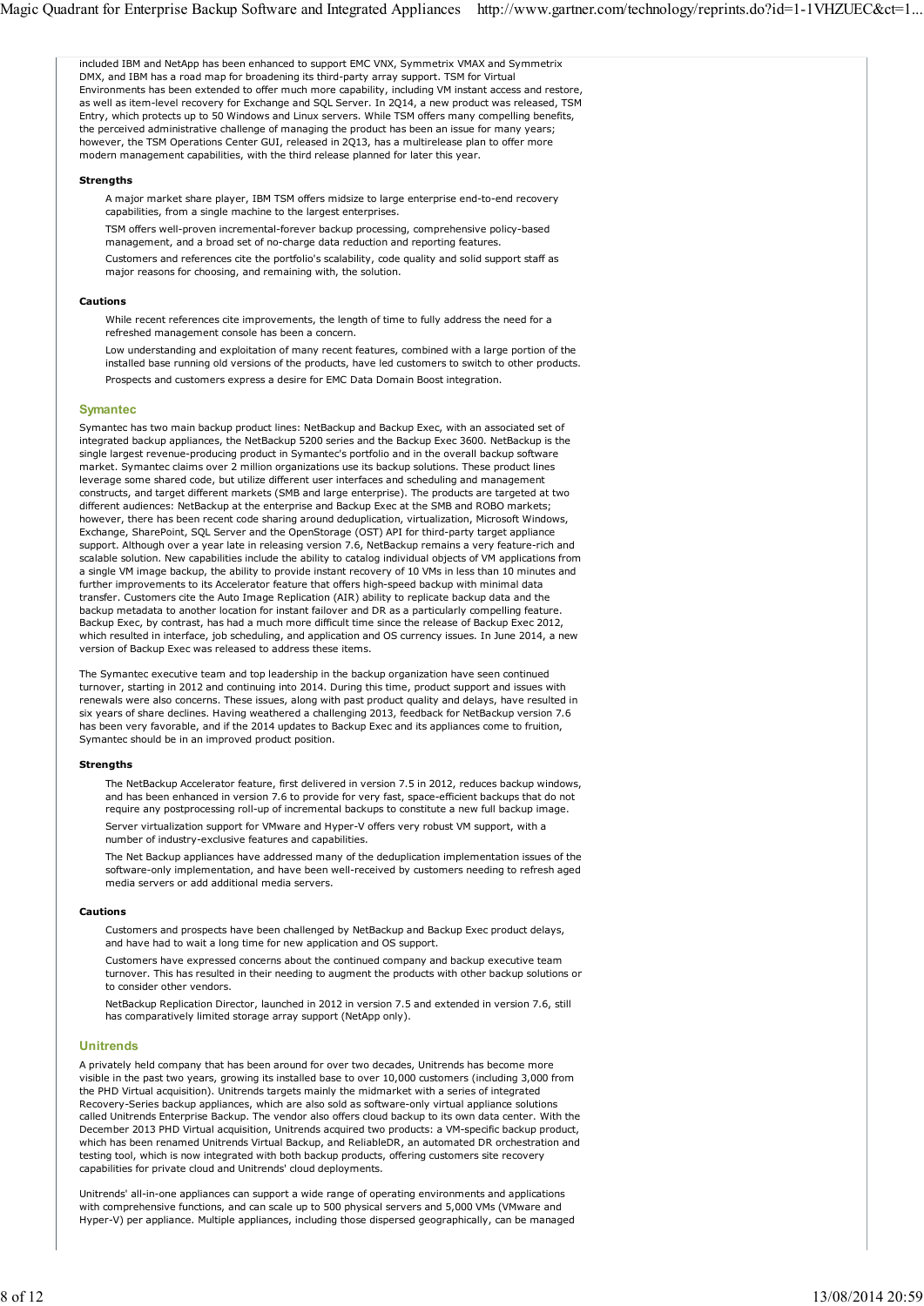included IBM and NetApp has been enhanced to support EMC VNX, Symmetrix VMAX and Symmetrix DMX, and IBM has a road map for broadening its third-party array support. TSM for Virtual Environments has been extended to offer much more capability, including VM instant access and restore, as well as item-level recovery for Exchange and SQL Server. In 2Q14, a new product was released, TSM Entry, which protects up to 50 Windows and Linux servers. While TSM offers many compelling benefits, the perceived administrative challenge of managing the product has been an issue for many years; however, the TSM Operations Center GUI, released in 2Q13, has a multirelease plan to offer more modern management capabilities, with the third release planned for later this year.

#### Strengths

- A major market share player, IBM TSM offers midsize to large enterprise end-to-end recovery capabilities, from a single machine to the largest enterprises.
- TSM offers well-proven incremental-forever backup processing, comprehensive policy-based management, and a broad set of no-charge data reduction and reporting features.
- Customers and references cite the portfolio's scalability, code quality and solid support staff as major reasons for choosing, and remaining with, the solution.

#### Cautions

- While recent references cite improvements, the length of time to fully address the need for a refreshed management console has been a concern.
- Low understanding and exploitation of many recent features, combined with a large portion of the installed base running old versions of the products, have led customers to switch to other products.
- Prospects and customers express a desire for EMC Data Domain Boost integration.

### Symantec

Symantec has two main backup product lines: NetBackup and Backup Exec, with an associated set of integrated backup appliances, the NetBackup 5200 series and the Backup Exec 3600. NetBackup is the single largest revenue-producing product in Symantec's portfolio and in the overall backup software market. Symantec claims over 2 million organizations use its backup solutions. These product lines leverage some shared code, but utilize different user interfaces and scheduling and management constructs, and target different markets (SMB and large enterprise). The products are targeted at two different audiences: NetBackup at the enterprise and Backup Exec at the SMB and ROBO markets; however, there has been recent code sharing around deduplication, virtualization, Microsoft Windows, Exchange, SharePoint, SQL Server and the OpenStorage (OST) API for third-party target appliance support. Although over a year late in releasing version 7.6, NetBackup remains a very feature-rich and scalable solution. New capabilities include the ability to catalog individual objects of VM applications from a single VM image backup, the ability to provide instant recovery of 10 VMs in less than 10 minutes and further improvements to its Accelerator feature that offers high-speed backup with minimal data transfer. Customers cite the Auto Image Replication (AIR) ability to replicate backup data and the backup metadata to another location for instant failover and DR as a particularly compelling feature. Backup Exec, by contrast, has had a much more difficult time since the release of Backup Exec 2012, which resulted in interface, job scheduling, and application and OS currency issues. In June 2014, a new version of Backup Exec was released to address these items.

The Symantec executive team and top leadership in the backup organization have seen continued turnover, starting in 2012 and continuing into 2014. During this time, product support and issues with renewals were also concerns. These issues, along with past product quality and delays, have resulted in six years of share declines. Having weathered a challenging 2013, feedback for NetBackup version 7.6 has been very favorable, and if the 2014 updates to Backup Exec and its appliances come to fruition, Symantec should be in an improved product position.

#### Strengths

- The NetBackup Accelerator feature, first delivered in version 7.5 in 2012, reduces backup windows, and has been enhanced in version 7.6 to provide for very fast, space-efficient backups that do not require any postprocessing roll-up of incremental backups to constitute a new full backup image.
- Server virtualization support for VMware and Hyper-V offers very robust VM support, with a number of industry-exclusive features and capabilities.
- The Net Backup appliances have addressed many of the deduplication implementation issues of the software-only implementation, and have been well-received by customers needing to refresh aged media servers or add additional media servers.

#### Cautions

- Customers and prospects have been challenged by NetBackup and Backup Exec product delays, and have had to wait a long time for new application and OS support.
- Customers have expressed concerns about the continued company and backup executive team turnover. This has resulted in their needing to augment the products with other backup solutions or to consider other vendors.
- NetBackup Replication Director, launched in 2012 in version 7.5 and extended in version 7.6, still has comparatively limited storage array support (NetApp only).

### Unitrends

A privately held company that has been around for over two decades, Unitrends has become more visible in the past two years, growing its installed base to over 10,000 customers (including 3,000 from the PHD Virtual acquisition). Unitrends targets mainly the midmarket with a series of integrated Recovery-Series backup appliances, which are also sold as software-only virtual appliance solutions called Unitrends Enterprise Backup. The vendor also offers cloud backup to its own data center. With the December 2013 PHD Virtual acquisition, Unitrends acquired two products: a VM-specific backup product, which has been renamed Unitrends Virtual Backup, and ReliableDR, an automated DR orchestration and testing tool, which is now integrated with both backup products, offering customers site recovery capabilities for private cloud and Unitrends' cloud deployments.

Unitrends' all-in-one appliances can support a wide range of operating environments and applications with comprehensive functions, and can scale up to 500 physical servers and 5,000 VMs (VMware and Hyper-V) per appliance. Multiple appliances, including those dispersed geographically, can be managed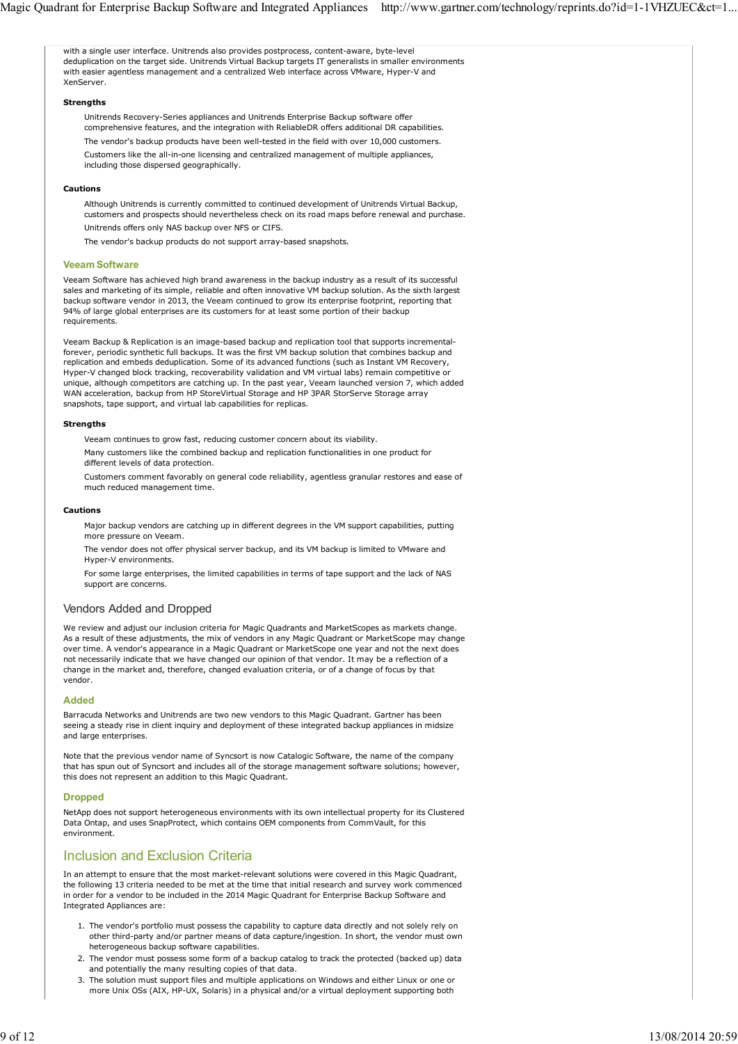with a single user interface. Unitrends also provides postprocess, content-aware, byte-level deduplication on the target side. Unitrends Virtual Backup targets IT generalists in smaller environments with easier agentless management and a centralized Web interface across VMware, Hyper-V and XenServer.

**Strengths**

- Unitrends Recovery-Series appliances and Unitrends Enterprise Backup software offer comprehensive features, and the integration with ReliableDR offers additional DR capabilities.
- The vendor's backup products have been well-tested in the field with over 10,000 customers.
- Customers like the all-in-one licensing and centralized management of multiple appliances, including those dispersed geographically.

**Cautions**

- Although Unitrends is currently committed to continued development of Unitrends Virtual Backup, customers and prospects should nevertheless check on its road maps before renewal and purchase.
- Unitrends offers only NAS backup over NFS or CIFS.
- The vendor's backup products do not support array-based snapshots.

### Veeam Software

Veeam Software has achieved high brand awareness in the backup industry as a result of its successful sales and marketing of its simple, reliable and often innovative VM backup solution. As the sixth largest backup software vendor in 2013, the Veeam continued to grow its enterprise footprint, reporting that 94% of large global enterprises are its customers for at least some portion of their backup requirements.

Veeam Backup & Replication is an image-based backup and replication tool that supports incremental-forever, periodic synthetic full backups. It was the first VM backup solution that combines backup and replication and embeds deduplication. Some of its advanced functions (such as Instant VM Recovery, Hyper-V changed block tracking, recoverability validation and VM virtual labs) remain competitive or unique, although competitors are catching up. In the past year, Veeam launched version 7, which added WAN acceleration, backup from HP StoreVirtual Storage and HP 3PAR StorServe Storage array snapshots, tape support, and virtual lab capabilities for replicas.

**Strengths**

- Veeam continues to grow fast, reducing customer concern about its viability.
- Many customers like the combined backup and replication functionalities in one product for different levels of data protection.
- Customers comment favorably on general code reliability, agentless granular restores and ease of much reduced management time.

**Cautions**

- Major backup vendors are catching up in different degrees in the VM support capabilities, putting more pressure on Veeam.
- The vendor does not offer physical server backup, and its VM backup is limited to VMware and Hyper-V environments.
- For some large enterprises, the limited capabilities in terms of tape support and the lack of NAS support are concerns.

## Vendors Added and Dropped

We review and adjust our inclusion criteria for Magic Quadrants and MarketScopes as markets change. As a result of these adjustments, the mix of vendors in any Magic Quadrant or MarketScope may change over time. A vendor's appearance in a Magic Quadrant or MarketScope one year and not the next does not necessarily indicate that we have changed our opinion of that vendor. It may be a reflection of a change in the market and, therefore, changed evaluation criteria, or of a change of focus by that vendor.

### Added

Barracuda Networks and Unitrends are two new vendors to this Magic Quadrant. Gartner has been seeing a steady rise in client inquiry and deployment of these integrated backup appliances in midsize and large enterprises.

Note that the previous vendor name of Syncsort is now Catalogic Software, the name of the company that has spun out of Syncsort and includes all of the storage management software solutions; however, this does not represent an addition to this Magic Quadrant.

### Dropped

NetApp does not support heterogeneous environments with its own intellectual property for its Clustered Data Ontap, and uses SnapProtect, which contains OEM components from CommVault, for this environment.

## Inclusion and Exclusion Criteria

In an attempt to ensure that the most market-relevant solutions were covered in this Magic Quadrant, the following 13 criteria needed to be met at the time that initial research and survey work commenced in order for a vendor to be included in the 2014 Magic Quadrant for Enterprise Backup Software and Integrated Appliances are:

1. The vendor's portfolio must possess the capability to capture data directly and not solely rely on other third-party and/or partner means of data capture/ingestion. In short, the vendor must own heterogeneous backup software capabilities.
2. The vendor must possess some form of a backup catalog to track the protected (backed up) data and potentially the many resulting copies of that data.
3. The solution must support files and multiple applications on Windows and either Linux or one or more Unix OSs (AIX, HP-UX, Solaris) in a physical and/or a virtual deployment supporting both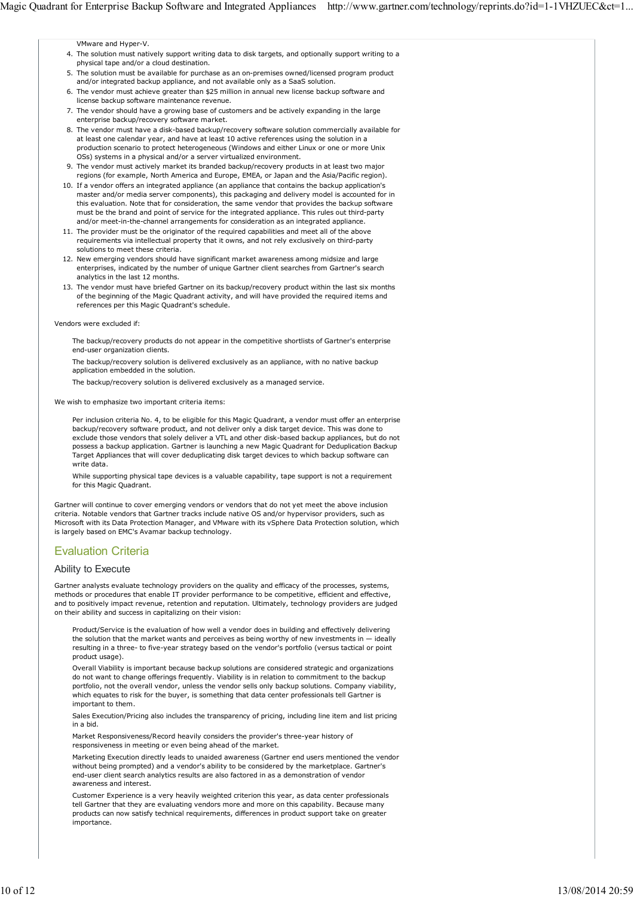VMware and Hyper-V.

4. The solution must natively support writing data to disk targets, and optionally support writing to a physical tape and/or a cloud destination.
5. The solution must be available for purchase as an on-premises owned/licensed program product and/or integrated backup appliance, and not available only as a SaaS solution.
6. The vendor must achieve greater than $25 million in annual new license backup software and license backup software maintenance revenue.
7. The vendor should have a growing base of customers and be actively expanding in the large enterprise backup/recovery software market.
8. The vendor must have a disk-based backup/recovery software solution commercially available for at least one calendar year, and have at least 10 active references using the solution in a production scenario to protect heterogeneous (Windows and either Linux or one or more Unix OSs) systems in a physical and/or a server virtualized environment.
9. The vendor must actively market its branded backup/recovery products in at least two major regions (for example, North America and Europe, EMEA, or Japan and the Asia/Pacific region).
10. If a vendor offers an integrated appliance (an appliance that contains the backup application's master and/or media server components), this packaging and delivery model is accounted for in this evaluation. Note that for consideration, the same vendor that provides the backup software must be the brand and point of service for the integrated appliance. This rules out third-party and/or meet-in-the-channel arrangements for consideration as an integrated appliance.
11. The provider must be the originator of the required capabilities and meet all of the above requirements via intellectual property that it owns, and not rely exclusively on third-party solutions to meet these criteria.
12. New emerging vendors should have significant market awareness among midsize and large enterprises, indicated by the number of unique Gartner client searches from Gartner's search analytics in the last 12 months.
13. The vendor must have briefed Gartner on its backup/recovery product within the last six months of the beginning of the Magic Quadrant activity, and will have provided the required items and references per this Magic Quadrant's schedule.

Vendors were excluded if:

> The backup/recovery products do not appear in the competitive shortlists of Gartner's enterprise end-user organization clients.
>
> The backup/recovery solution is delivered exclusively as an appliance, with no native backup application embedded in the solution.
>
> The backup/recovery solution is delivered exclusively as a managed service.

We wish to emphasize two important criteria items:

> Per inclusion criteria No. 4, to be eligible for this Magic Quadrant, a vendor must offer an enterprise backup/recovery software product, and not deliver only a disk target device. This was done to exclude those vendors that solely deliver a VTL and other disk-based backup appliances, but do not possess a backup application. Gartner is launching a new Magic Quadrant for Deduplication Backup Target Appliances that will cover deduplicating disk target devices to which backup software can write data.
>
> While supporting physical tape devices is a valuable capability, tape support is not a requirement for this Magic Quadrant.

Gartner will continue to cover emerging vendors or vendors that do not yet meet the above inclusion criteria. Notable vendors that Gartner tracks include native OS and/or hypervisor providers, such as Microsoft with its Data Protection Manager, and VMware with its vSphere Data Protection solution, which is largely based on EMC's Avamar backup technology.

## Evaluation Criteria

### Ability to Execute

Gartner analysts evaluate technology providers on the quality and efficacy of the processes, systems, methods or procedures that enable IT provider performance to be competitive, efficient and effective, and to positively impact revenue, retention and reputation. Ultimately, technology providers are judged on their ability and success in capitalizing on their vision:

> Product/Service is the evaluation of how well a vendor does in building and effectively delivering the solution that the market wants and perceives as being worthy of new investments in — ideally resulting in a three- to five-year strategy based on the vendor's portfolio (versus tactical or point product usage).
>
> Overall Viability is important because backup solutions are considered strategic and organizations do not want to change offerings frequently. Viability is in relation to commitment to the backup portfolio, not the overall vendor, unless the vendor sells only backup solutions. Company viability, which equates to risk for the buyer, is something that data center professionals tell Gartner is important to them.
>
> Sales Execution/Pricing also includes the transparency of pricing, including line item and list pricing in a bid.
>
> Market Responsiveness/Record heavily considers the provider's three-year history of responsiveness in meeting or even being ahead of the market.
>
> Marketing Execution directly leads to unaided awareness (Gartner end users mentioned the vendor without being prompted) and a vendor's ability to be considered by the marketplace. Gartner's end-user client search analytics results are also factored in as a demonstration of vendor awareness and interest.
>
> Customer Experience is a very heavily weighted criterion this year, as data center professionals tell Gartner that they are evaluating vendors more and more on this capability. Because many products can now satisfy technical requirements, differences in product support take on greater importance.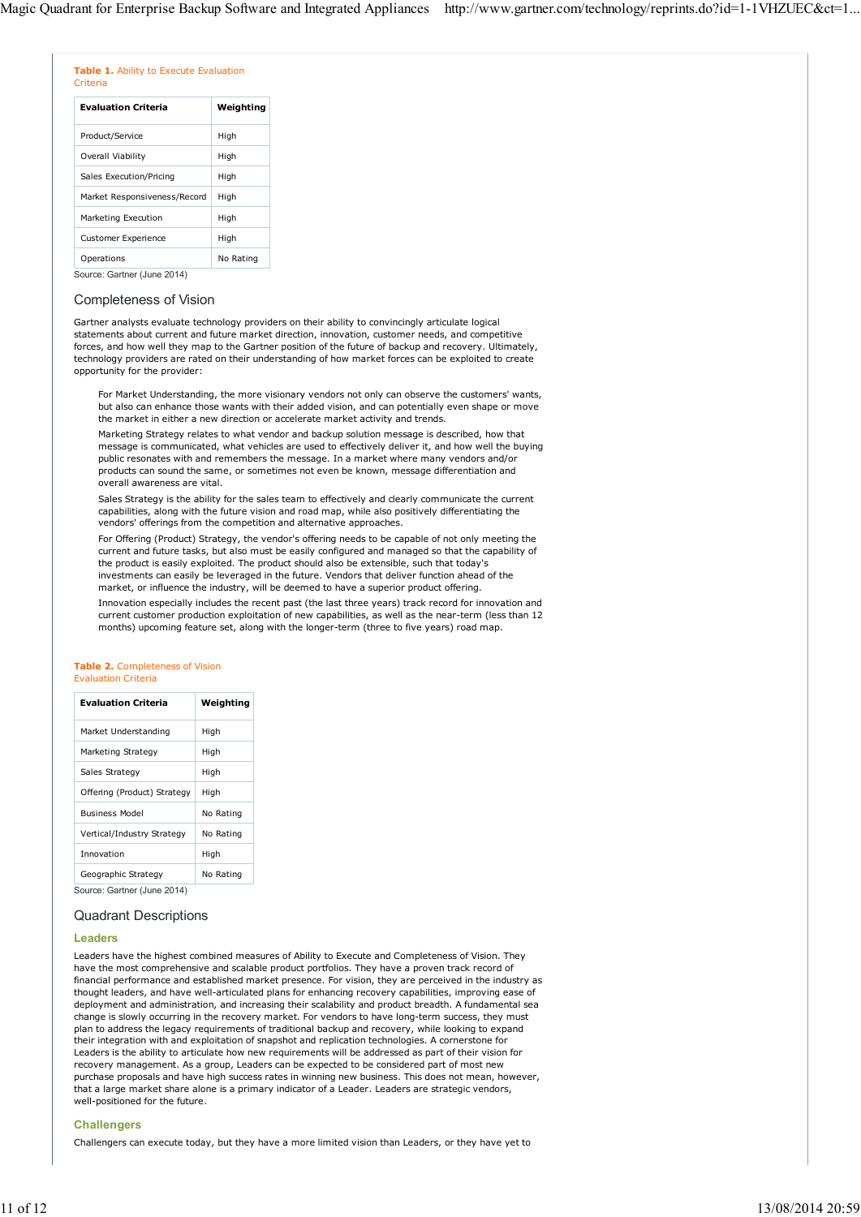**Table 1.** Ability to Execute Evaluation Criteria

| Evaluation Criteria | Weighting |
| --- | --- |
| Product/Service | High |
| Overall Viability | High |
| Sales Execution/Pricing | High |
| Market Responsiveness/Record | High |
| Marketing Execution | High |
| Customer Experience | High |
| Operations | No Rating |

Source: Gartner (June 2014)

## Completeness of Vision

Gartner analysts evaluate technology providers on their ability to convincingly articulate logical statements about current and future market direction, innovation, customer needs, and competitive forces, and how well they map to the Gartner position of the future of backup and recovery. Ultimately, technology providers are rated on their understanding of how market forces can be exploited to create opportunity for the provider:

> For Market Understanding, the more visionary vendors not only can observe the customers' wants, but also can enhance those wants with their added vision, and can potentially even shape or move the market in either a new direction or accelerate market activity and trends.
>
> Marketing Strategy relates to what vendor and backup solution message is described, how that message is communicated, what vehicles are used to effectively deliver it, and how well the buying public resonates with and remembers the message. In a market where many vendors and/or products can sound the same, or sometimes not even be known, message differentiation and overall awareness are vital.
>
> Sales Strategy is the ability for the sales team to effectively and clearly communicate the current capabilities, along with the future vision and road map, while also positively differentiating the vendors' offerings from the competition and alternative approaches.
>
> For Offering (Product) Strategy, the vendor's offering needs to be capable of not only meeting the current and future tasks, but also must be easily configured and managed so that the capability of the product is easily exploited. The product should also be extensible, such that today's investments can easily be leveraged in the future. Vendors that deliver function ahead of the market, or influence the industry, will be deemed to have a superior product offering.
>
> Innovation especially includes the recent past (the last three years) track record for innovation and current customer production exploitation of new capabilities, as well as the near-term (less than 12 months) upcoming feature set, along with the longer-term (three to five years) road map.

**Table 2.** Completeness of Vision Evaluation Criteria

| Evaluation Criteria | Weighting |
| --- | --- |
| Market Understanding | High |
| Marketing Strategy | High |
| Sales Strategy | High |
| Offering (Product) Strategy | High |
| Business Model | No Rating |
| Vertical/Industry Strategy | No Rating |
| Innovation | High |
| Geographic Strategy | No Rating |

Source: Gartner (June 2014)

## Quadrant Descriptions

### Leaders

Leaders have the highest combined measures of Ability to Execute and Completeness of Vision. They have the most comprehensive and scalable product portfolios. They have a proven track record of financial performance and established market presence. For vision, they are perceived in the industry as thought leaders, and have well-articulated plans for enhancing recovery capabilities, improving ease of deployment and administration, and increasing their scalability and product breadth. A fundamental sea change is slowly occurring in the recovery market. For vendors to have long-term success, they must plan to address the legacy requirements of traditional backup and recovery, while looking to expand their integration with and exploitation of snapshot and replication technologies. A cornerstone for Leaders is the ability to articulate how new requirements will be addressed as part of their vision for recovery management. As a group, Leaders can be expected to be considered part of most new purchase proposals and have high success rates in winning new business. This does not mean, however, that a large market share alone is a primary indicator of a Leader. Leaders are strategic vendors, well-positioned for the future.

### Challengers

Challengers can execute today, but they have a more limited vision than Leaders, or they have yet to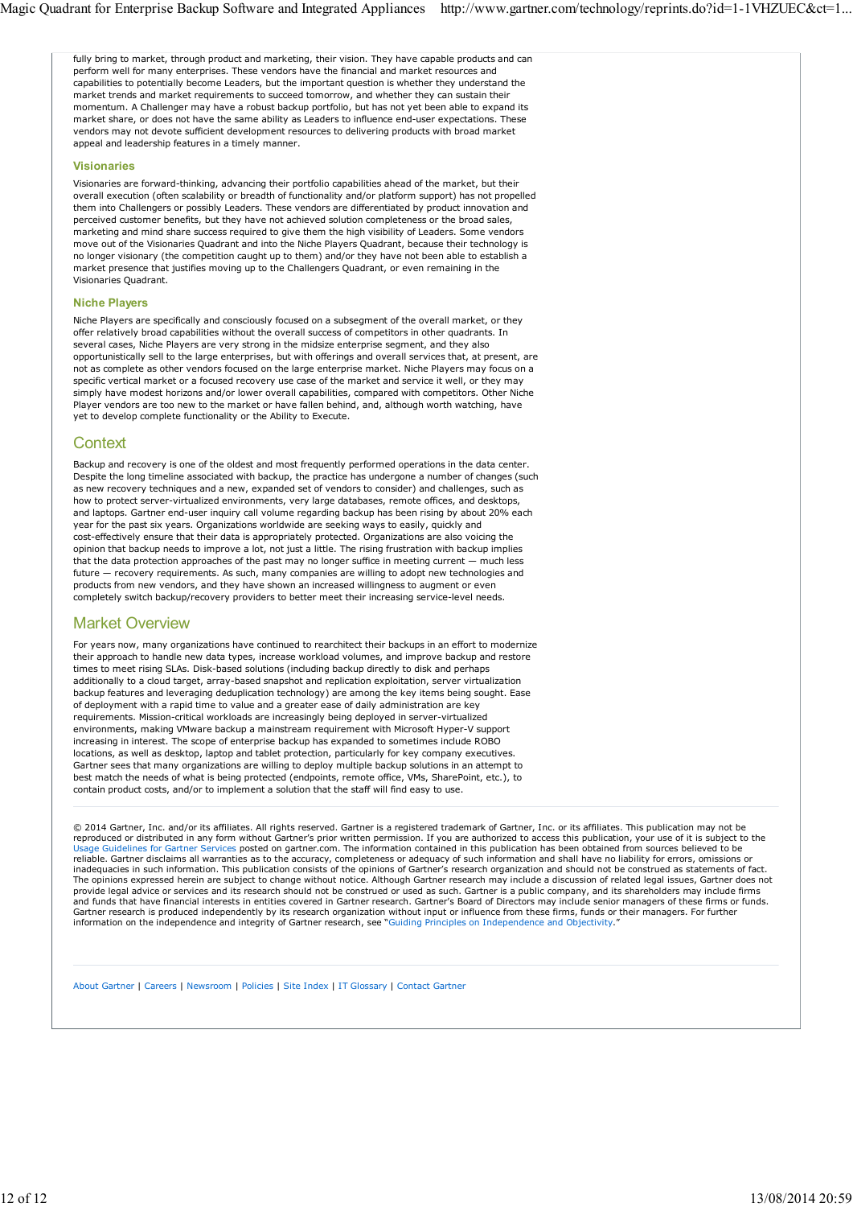fully bring to market, through product and marketing, their vision. They have capable products and can perform well for many enterprises. These vendors have the financial and market resources and capabilities to potentially become Leaders, but the important question is whether they understand the market trends and market requirements to succeed tomorrow, and whether they can sustain their momentum. A Challenger may have a robust backup portfolio, but has not yet been able to expand its market share, or does not have the same ability as Leaders to influence end-user expectations. These vendors may not devote sufficient development resources to delivering products with broad market appeal and leadership features in a timely manner.

### Visionaries

Visionaries are forward-thinking, advancing their portfolio capabilities ahead of the market, but their overall execution (often scalability or breadth of functionality and/or platform support) has not propelled them into Challengers or possibly Leaders. These vendors are differentiated by product innovation and perceived customer benefits, but they have not achieved solution completeness or the broad sales, marketing and mind share success required to give them the high visibility of Leaders. Some vendors move out of the Visionaries Quadrant and into the Niche Players Quadrant, because their technology is no longer visionary (the competition caught up to them) and/or they have not been able to establish a market presence that justifies moving up to the Challengers Quadrant, or even remaining in the Visionaries Quadrant.

### Niche Players

Niche Players are specifically and consciously focused on a subsegment of the overall market, or they offer relatively broad capabilities without the overall success of competitors in other quadrants. In several cases, Niche Players are very strong in the midsize enterprise segment, and they also opportunistically sell to the large enterprises, but with offerings and overall services that, at present, are not as complete as other vendors focused on the large enterprise market. Niche Players may focus on a specific vertical market or a focused recovery use case of the market and service it well, or they may simply have modest horizons and/or lower overall capabilities, compared with competitors. Other Niche Player vendors are too new to the market or have fallen behind, and, although worth watching, have yet to develop complete functionality or the Ability to Execute.

## Context

Backup and recovery is one of the oldest and most frequently performed operations in the data center. Despite the long timeline associated with backup, the practice has undergone a number of changes (such as new recovery techniques and a new, expanded set of vendors to consider) and challenges, such as how to protect server-virtualized environments, very large databases, remote offices, and desktops, and laptops. Gartner end-user inquiry call volume regarding backup has been rising by about 20% each year for the past six years. Organizations worldwide are seeking ways to easily, quickly and cost-effectively ensure that their data is appropriately protected. Organizations are also voicing the opinion that backup needs to improve a lot, not just a little. The rising frustration with backup implies that the data protection approaches of the past may no longer suffice in meeting current — much less future — recovery requirements. As such, many companies are willing to adopt new technologies and products from new vendors, and they have shown an increased willingness to augment or even completely switch backup/recovery providers to better meet their increasing service-level needs.

## Market Overview

For years now, many organizations have continued to rearchitect their backups in an effort to modernize their approach to handle new data types, increase workload volumes, and improve backup and restore times to meet rising SLAs. Disk-based solutions (including backup directly to disk and perhaps additionally to a cloud target, array-based snapshot and replication exploitation, server virtualization backup features and leveraging deduplication technology) are among the key items being sought. Ease of deployment with a rapid time to value and a greater ease of daily administration are key requirements. Mission-critical workloads are increasingly being deployed in server-virtualized environments, making VMware backup a mainstream requirement with Microsoft Hyper-V support increasing in interest. The scope of enterprise backup has expanded to sometimes include ROBO locations, as well as desktop, laptop and tablet protection, particularly for key company executives. Gartner sees that many organizations are willing to deploy multiple backup solutions in an attempt to best match the needs of what is being protected (endpoints, remote office, VMs, SharePoint, etc.), to contain product costs, and/or to implement a solution that the staff will find easy to use.

---

© 2014 Gartner, Inc. and/or its affiliates. All rights reserved. Gartner is a registered trademark of Gartner, Inc. or its affiliates. This publication may not be reproduced or distributed in any form without Gartner's prior written permission. If you are authorized to access this publication, your use of it is subject to the Usage Guidelines for Gartner Services posted on gartner.com. The information contained in this publication has been obtained from sources believed to be reliable. Gartner disclaims all warranties as to the accuracy, completeness or adequacy of such information and shall have no liability for errors, omissions or inadequacies in such information. This publication consists of the opinions of Gartner's research organization and should not be construed as statements of fact. The opinions expressed herein are subject to change without notice. Although Gartner research may include a discussion of related legal issues, Gartner does not provide legal advice or services and its research should not be construed or used as such. Gartner is a public company, and its shareholders may include firms and funds that have financial interests in entities covered in Gartner research. Gartner's Board of Directors may include senior managers of these firms or funds. Gartner research is produced independently by its research organization without input or influence from these firms, funds or their managers. For further information on the independence and integrity of Gartner research, see "Guiding Principles on Independence and Objectivity."

---

About Gartner | Careers | Newsroom | Policies | Site Index | IT Glossary | Contact Gartner